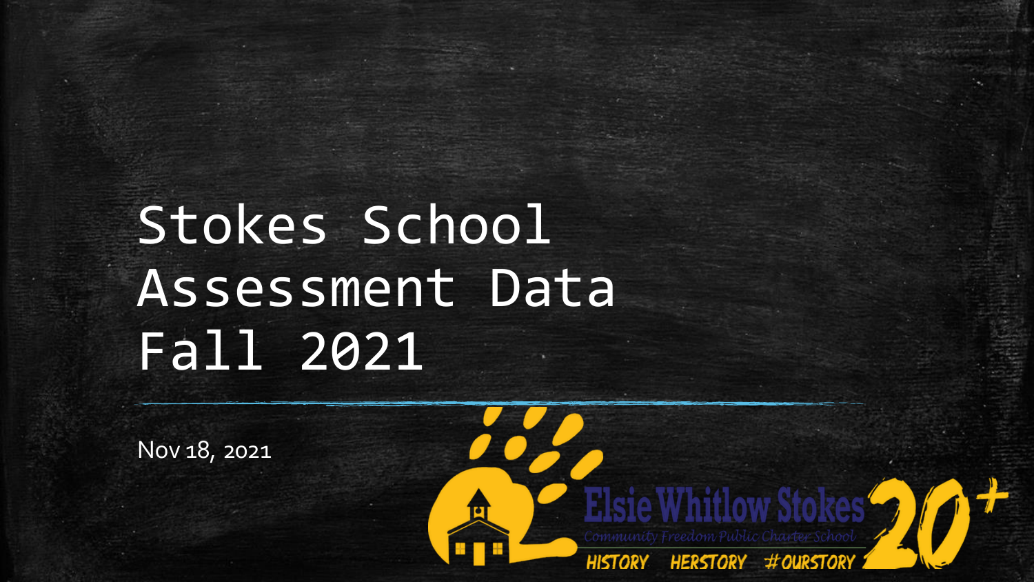# Stokes School Assessment Data Fall 2021

Nov 18, 2021

Elsie Whitlow Stokes

Community Freedom Public Charter School

HISTORY HERSTORY #OURSTORY

20+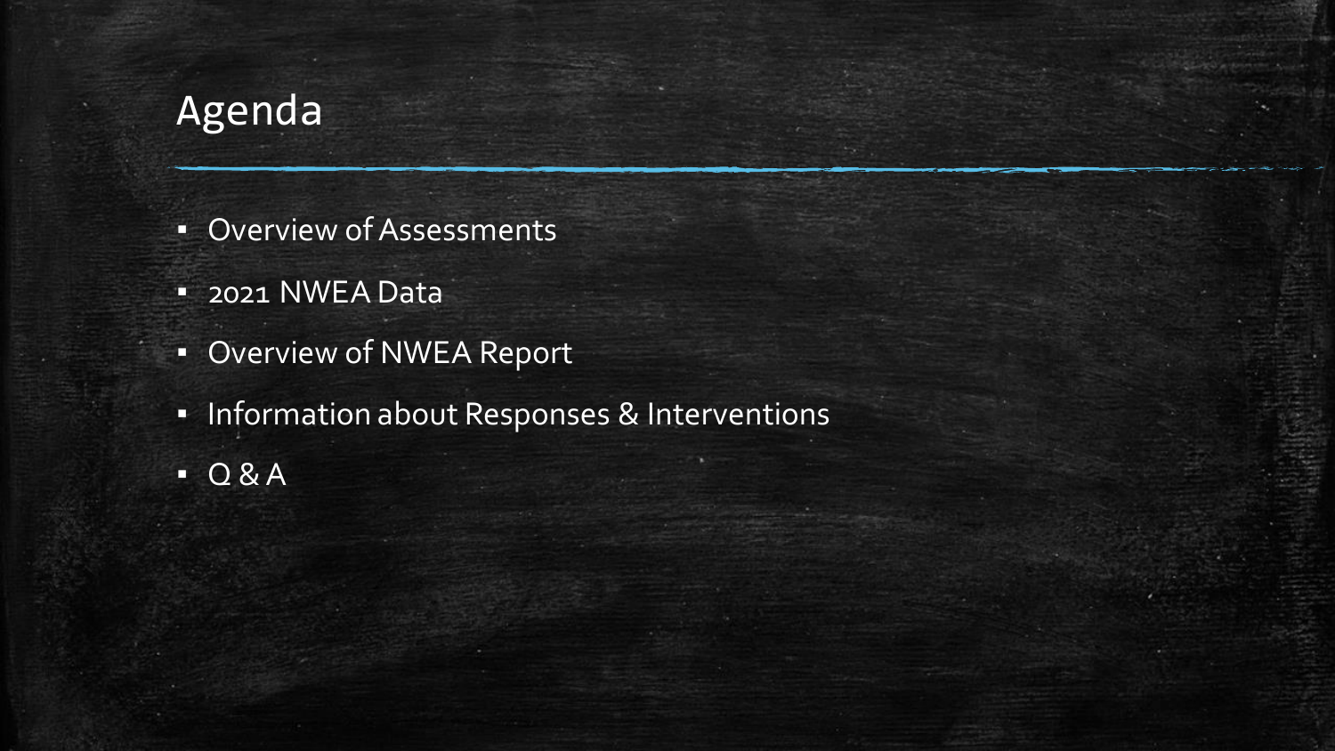# Agenda

- Overview of Assessments
- 2021 NWEA Data
- Overview of NWEA Report
- Information about Responses & Interventions
- Q & A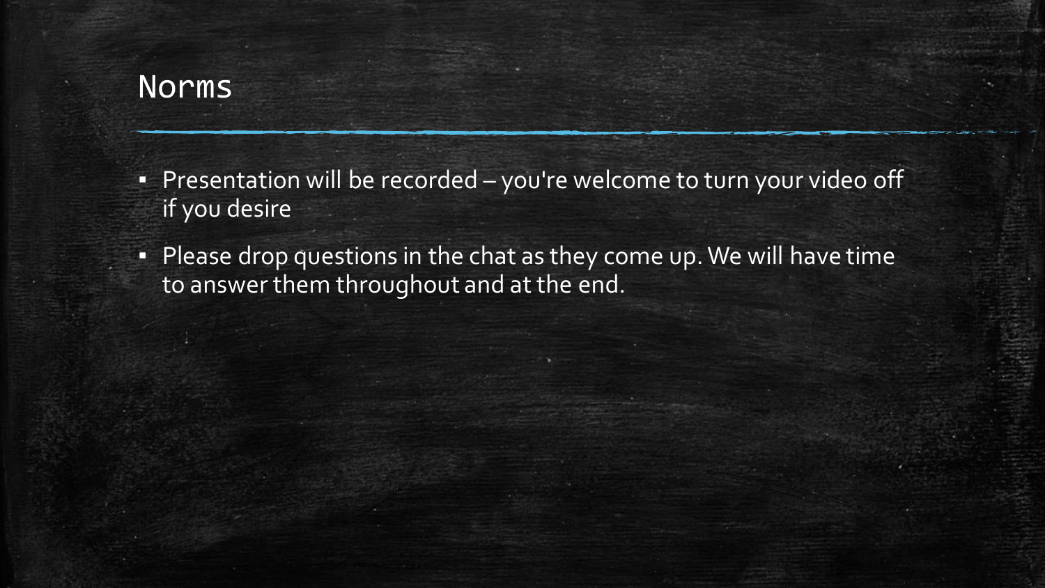# Norms

- Presentation will be recorded – you're welcome to turn your video off if you desire
- Please drop questions in the chat as they come up. We will have time to answer them throughout and at the end.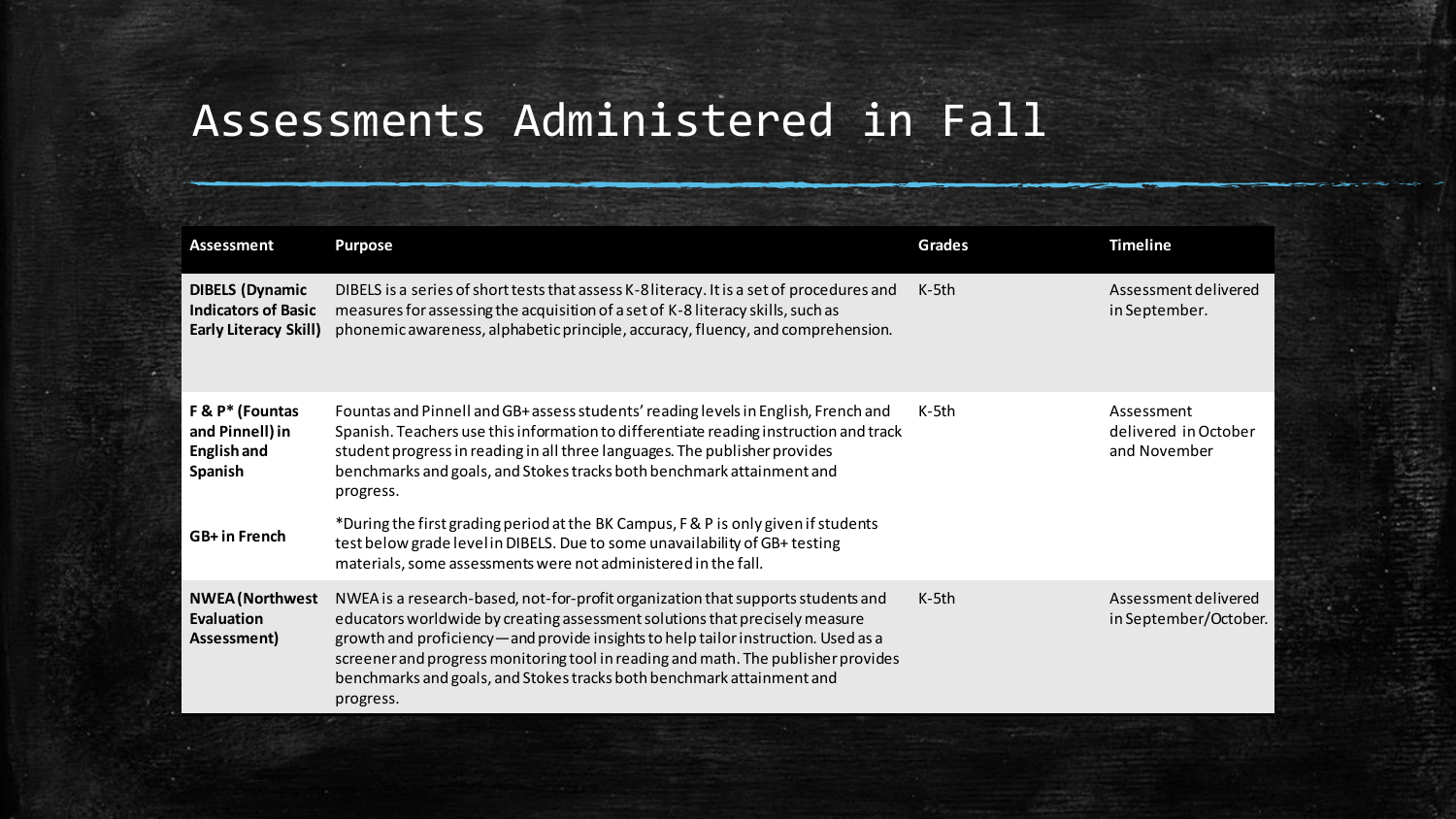# Assessments Administered in Fall

| Assessment | Purpose | Grades | Timeline |
|---|---|---|---|
| **DIBELS (Dynamic Indicators of Basic Early Literacy Skill)** | DIBELS is a series of short tests that assess K-8 literacy. It is a set of procedures and measures for assessing the acquisition of a set of K-8 literacy skills, such as phonemic awareness, alphabetic principle, accuracy, fluency, and comprehension. | K-5th | Assessment delivered in September. |
| **F & P* (Fountas and Pinnell) in English and Spanish**<br><br>**GB+ in French** | Fountas and Pinnell and GB+ assess students' reading levels in English, French and Spanish. Teachers use this information to differentiate reading instruction and track student progress in reading in all three languages. The publisher provides benchmarks and goals, and Stokes tracks both benchmark attainment and progress.<br><br>*During the first grading period at the BK Campus, F & P is only given if students test below grade level in DIBELS. Due to some unavailability of GB+ testing materials, some assessments were not administered in the fall. | K-5th | Assessment delivered in October and November |
| **NWEA (Northwest Evaluation Assessment)** | NWEA is a research-based, not-for-profit organization that supports students and educators worldwide by creating assessment solutions that precisely measure growth and proficiency—and provide insights to help tailor instruction. Used as a screener and progress monitoring tool in reading and math. The publisher provides benchmarks and goals, and Stokes tracks both benchmark attainment and progress. | K-5th | Assessment delivered in September/October. |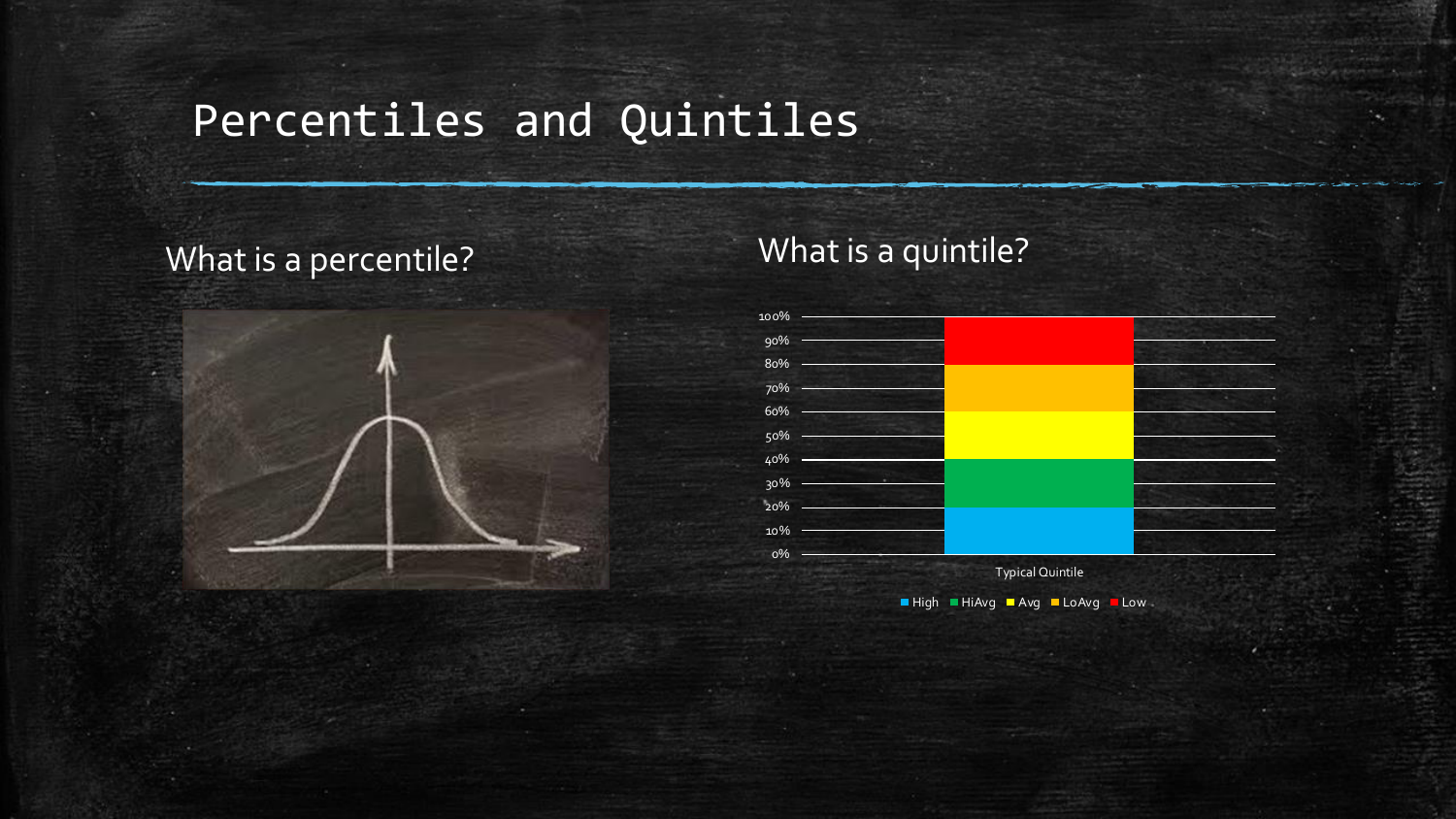# Percentiles and Quintiles

## What is a percentile?

## What is a quintile?

100%
90%
80%
70%
60%
50%
40%
30%
20%
10%
0%

Typical Quintile

High HiAvg Avg LoAvg Low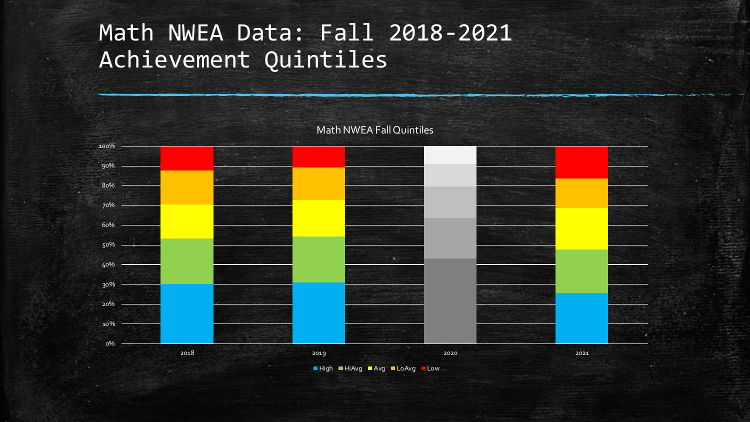# Math NWEA Data: Fall 2018-2021 Achievement Quintiles

Math NWEA Fall Quintiles

100%
90%
80%
70%
60%
50%
40%
30%
20%
10%
0%

2018
2019
2020
2021

High HiAvg Avg LoAvg Low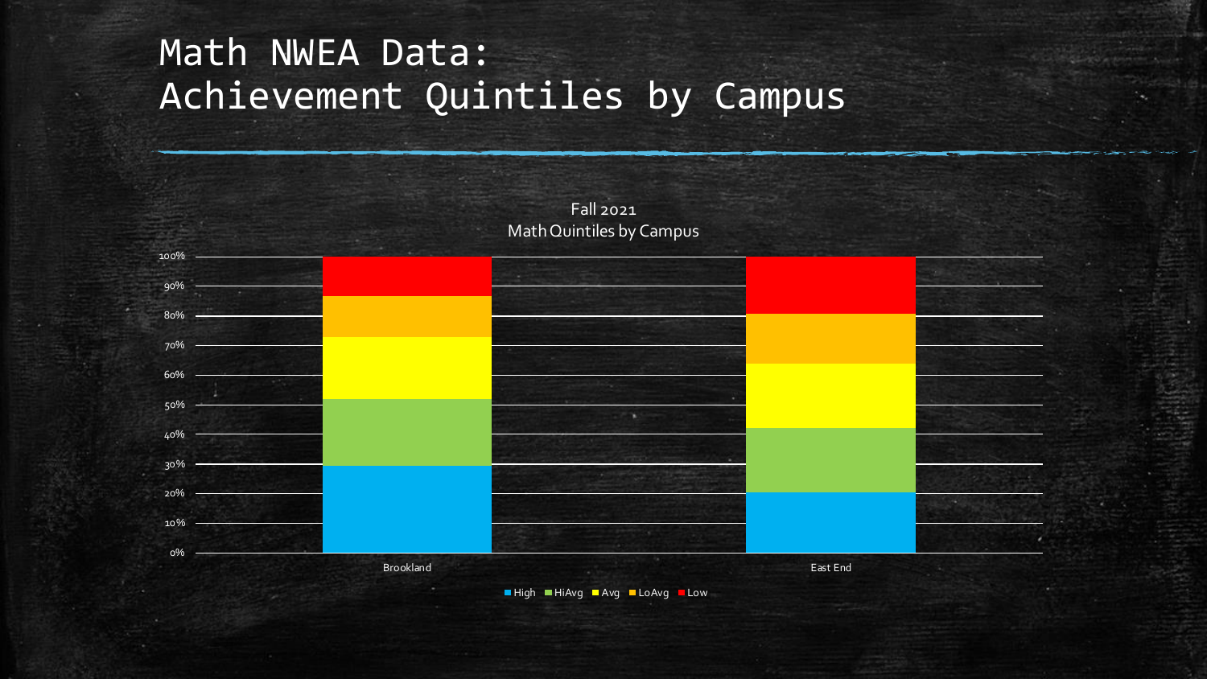# Math NWEA Data: Achievement Quintiles by Campus

Fall 2021
Math Quintiles by Campus

100%
90%
80%
70%
60%
50%
40%
30%
20%
10%
0%

Brookland

East End

High HiAvg Avg LoAvg Low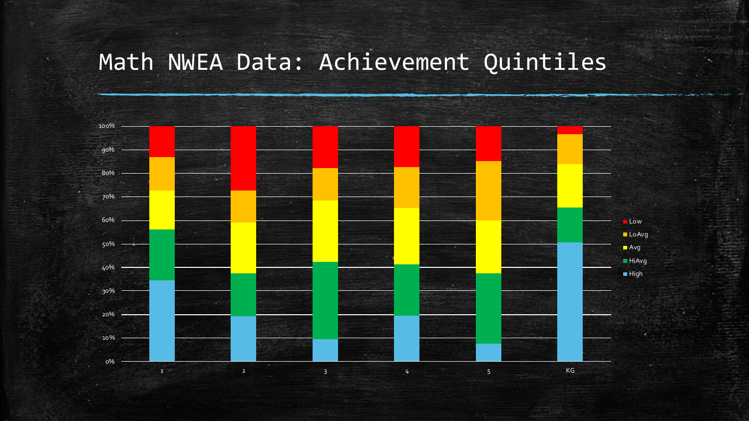# Math NWEA Data: Achievement Quintiles

100%
90%
80%
70%
60%
50%
40%
30%
20%
10%
0%

1
2
3
4
5
KG

Low
LoAvg
Avg
HiAvg
High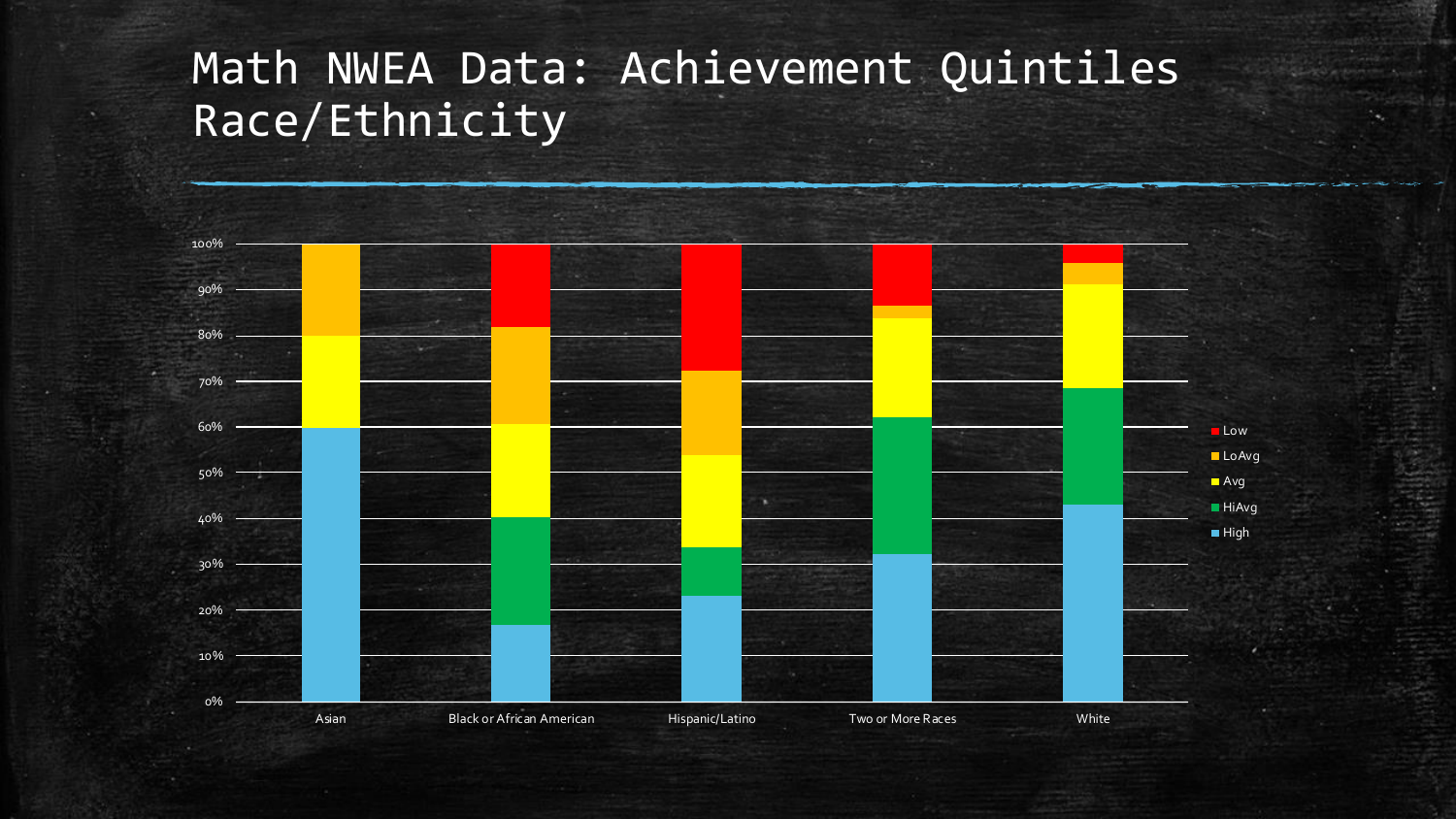# Math NWEA Data: Achievement Quintiles Race/Ethnicity

100%
90%
80%
70%
60%
50%
40%
30%
20%
10%
0%

Asian
Black or African American
Hispanic/Latino
Two or More Races
White

Low
LoAvg
Avg
HiAvg
High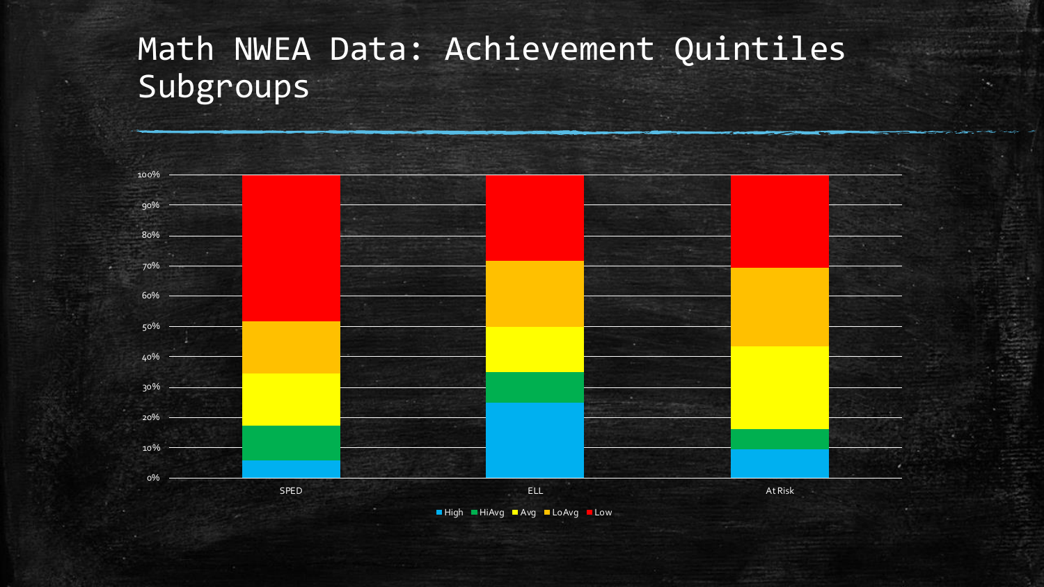# Math NWEA Data: Achievement Quintiles Subgroups

100%
90%
80%
70%
60%
50%
40%
30%
20%
10%
0%

SPED
ELL
At Risk

High HiAvg Avg LoAvg Low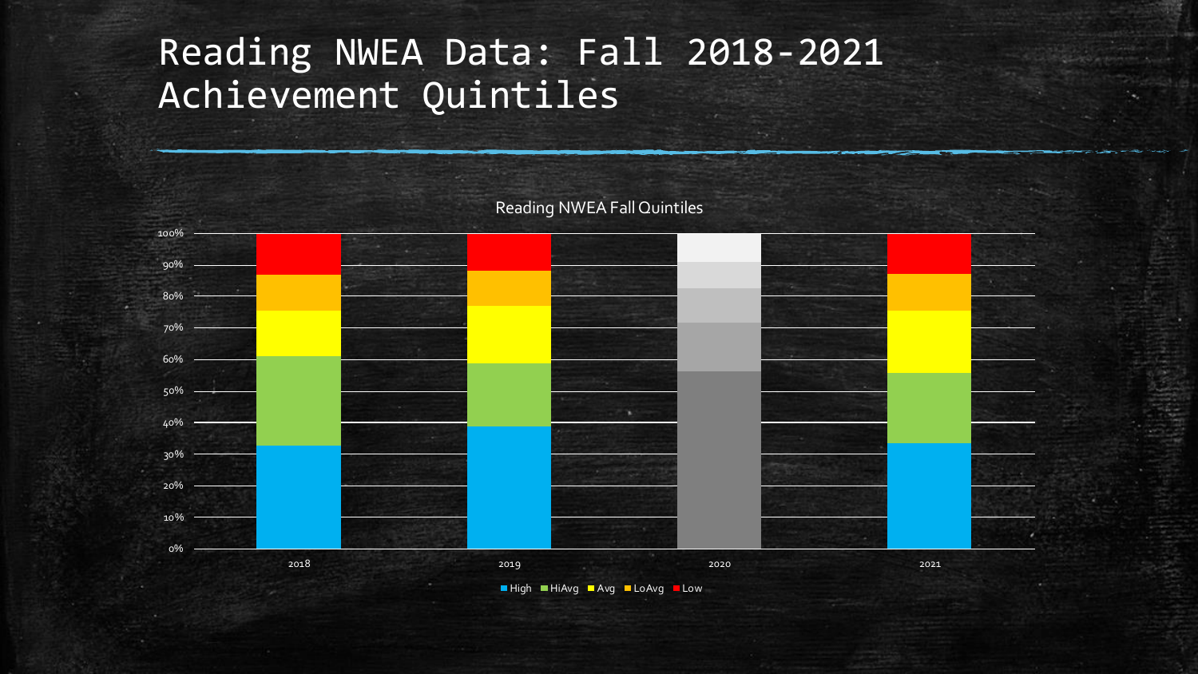# Reading NWEA Data: Fall 2018-2021 Achievement Quintiles

Reading NWEA Fall Quintiles

100%
90%
80%
70%
60%
50%
40%
30%
20%
10%
0%

2018
2019
2020
2021

High HiAvg Avg LoAvg Low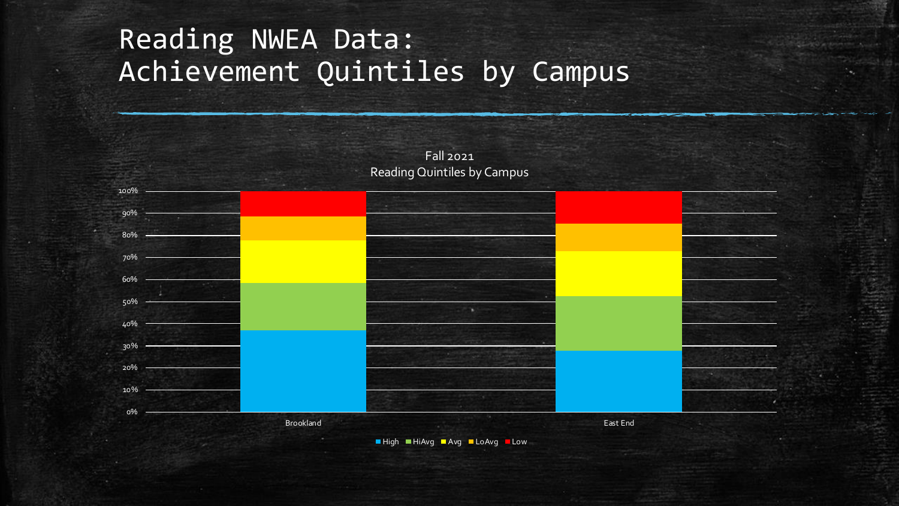# Reading NWEA Data: Achievement Quintiles by Campus

Fall 2021
Reading Quintiles by Campus

100%
90%
80%
70%
60%
50%
40%
30%
20%
10%
0%

Brookland
East End

High HiAvg Avg LoAvg Low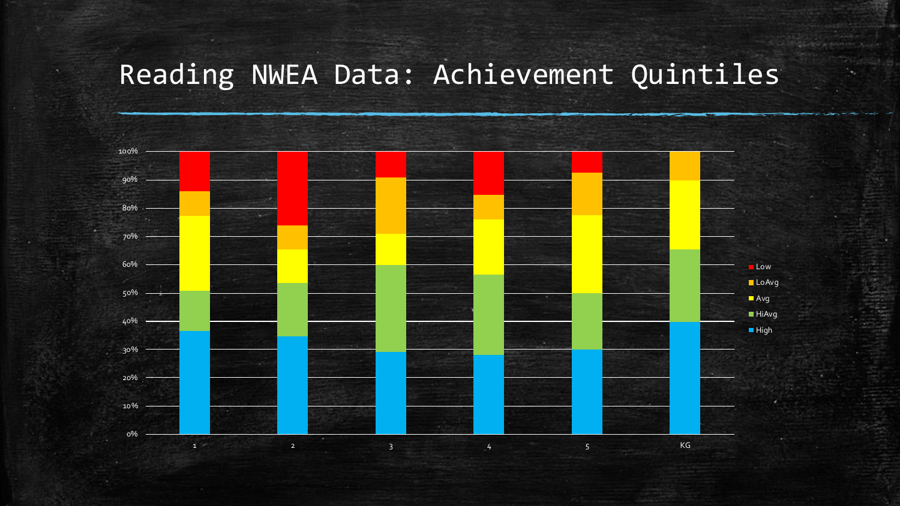# Reading NWEA Data: Achievement Quintiles

100%
90%
80%
70%
60%
50%
40%
30%
20%
10%
0%

1
2
3
4
5
KG

Low
LoAvg
Avg
HiAvg
High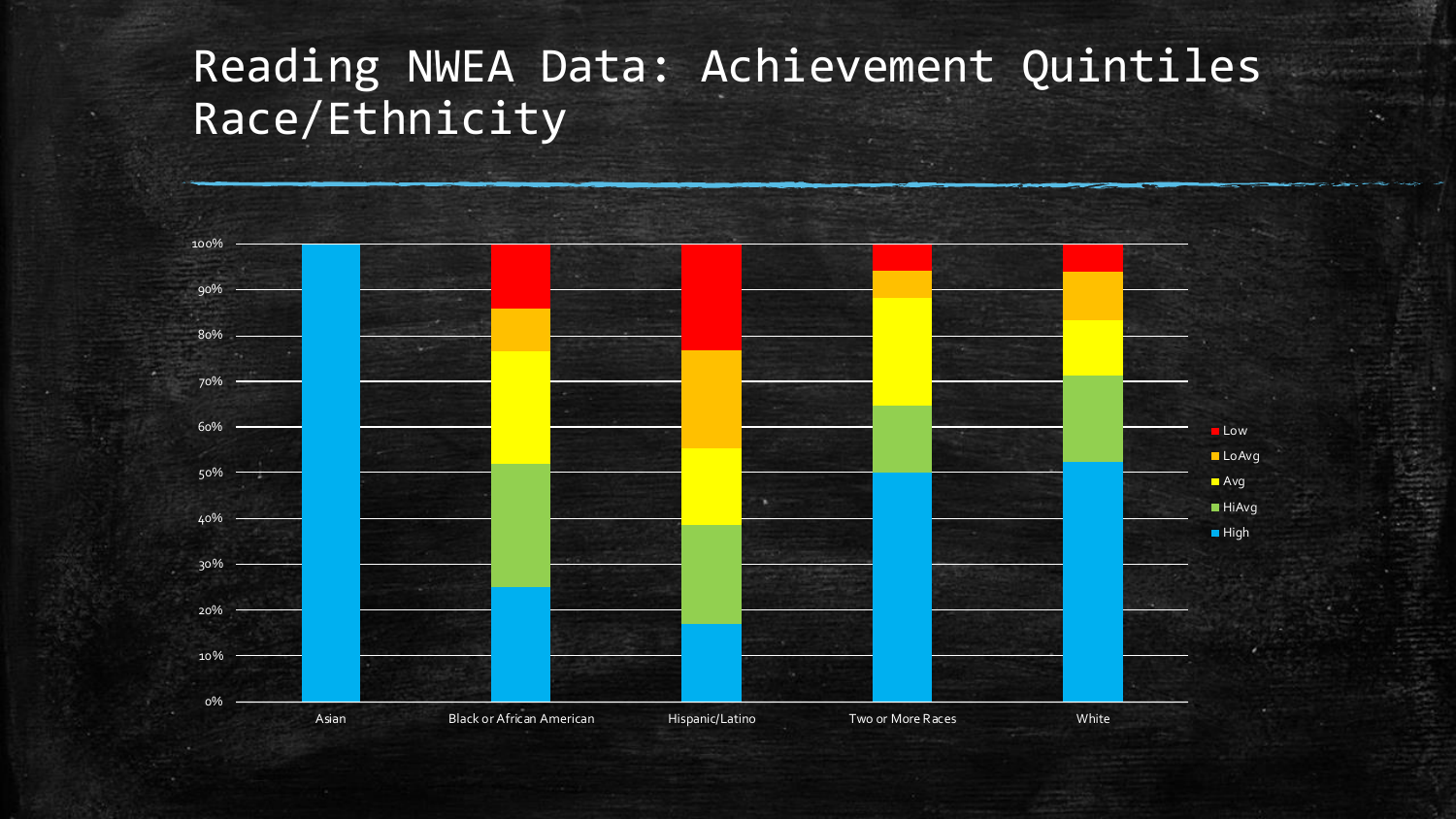# Reading NWEA Data: Achievement Quintiles Race/Ethnicity

100%
90%
80%
70%
60%
50%
40%
30%
20%
10%
0%

Asian
Black or African American
Hispanic/Latino
Two or More Races
White

Low
LoAvg
Avg
HiAvg
High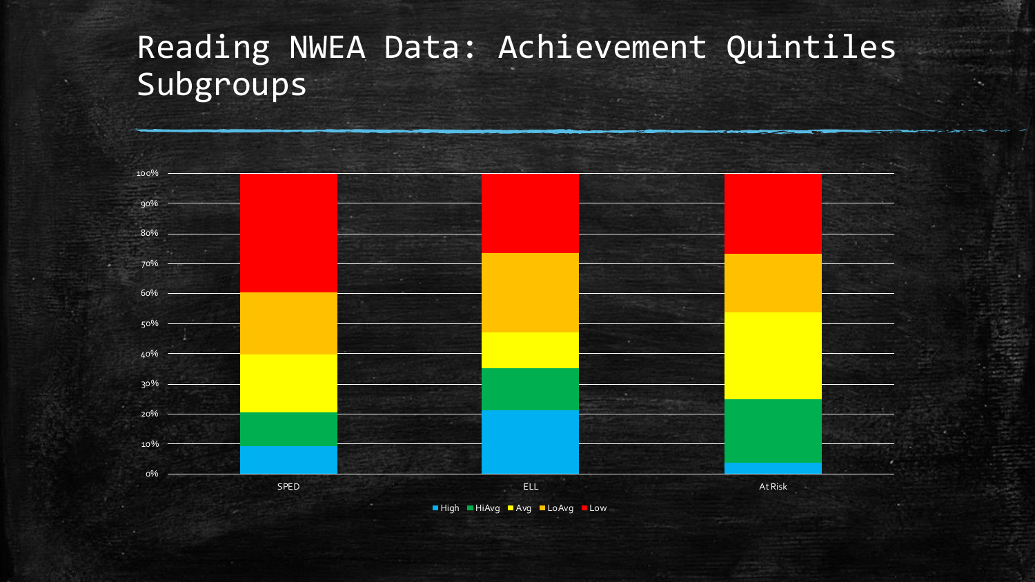# Reading NWEA Data: Achievement Quintiles Subgroups

100%
90%
80%
70%
60%
50%
40%
30%
20%
10%
0%

SPED
ELL
At Risk

High
HiAvg
Avg
LoAvg
Low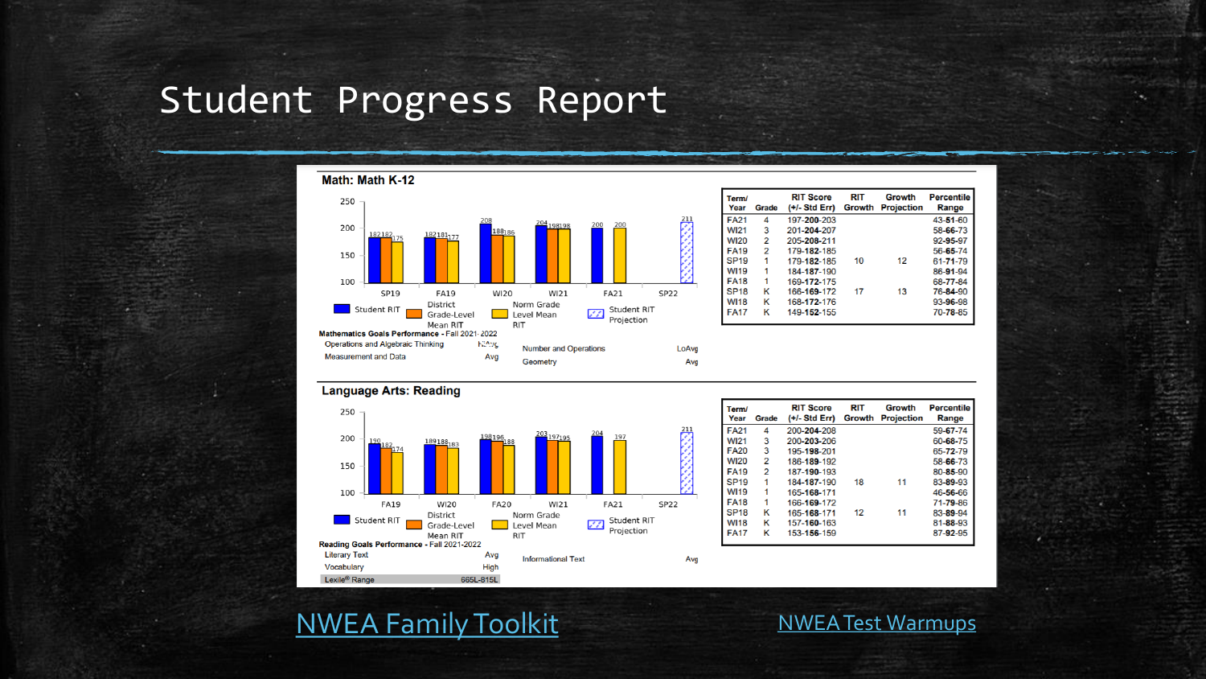# Student Progress Report

## Math: Math K-12

250
200
150
100

182 182 175 | 182 181 177 | 208 188 186 | 204 198 198 | 200 200 | 211

SP19 FA19 WI20 WI21 FA21 SP22

Student RIT | District Grade-Level Mean RIT | Norm Grade Level Mean RIT | Student RIT Projection

| Term/ Year | Grade | RIT Score (+/- Std Err) | RIT Growth | Growth Projection | Percentile Range |
|---|---|---|---|---|---|
| FA21 | 4 | 197-**200**-203 | | | 43-**51**-60 |
| WI21 | 3 | 201-**204**-207 | | | 58-**66**-73 |
| WI20 | 2 | 205-**208**-211 | | | 92-**95**-97 |
| FA19 | 2 | 179-**182**-185 | | | 56-**65**-74 |
| SP19 | 1 | 179-**182**-185 | 10 | 12 | 61-**71**-79 |
| WI19 | 1 | 184-**187**-190 | | | 86-**91**-94 |
| FA18 | 1 | 169-**172**-175 | | | 68-**77**-84 |
| SP18 | K | 166-**169**-172 | 17 | 13 | 76-**84**-90 |
| WI18 | K | 168-**172**-176 | | | 93-**96**-98 |
| FA17 | K | 149-**152**-155 | | | 70-**78**-85 |

**Mathematics Goals Performance** - Fall 2021-2022

| | | | |
|---|---|---|---|
| Operations and Algebraic Thinking | HiAvg | Number and Operations | LoAvg |
| Measurement and Data | Avg | Geometry | Avg |

## Language Arts: Reading

250
200
150
100

190 182 174 | 189 188 183 | 198 196 188 | 203 197 195 | 204 197 | 211

FA19 WI20 FA20 WI21 FA21 SP22

Student RIT | District Grade-Level Mean RIT | Norm Grade Level Mean RIT | Student RIT Projection

| Term/ Year | Grade | RIT Score (+/- Std Err) | RIT Growth | Growth Projection | Percentile Range |
|---|---|---|---|---|---|
| FA21 | 4 | 200-**204**-208 | | | 59-**67**-74 |
| WI21 | 3 | 200-**203**-206 | | | 60-**68**-75 |
| FA20 | 3 | 195-**198**-201 | | | 65-**72**-79 |
| WI20 | 2 | 186-**189**-192 | | | 58-**66**-73 |
| FA19 | 2 | 187-**190**-193 | | | 80-**85**-90 |
| SP19 | 1 | 184-**187**-190 | 18 | 11 | 83-**89**-93 |
| WI19 | 1 | 165-**168**-171 | | | 46-**56**-66 |
| FA18 | 1 | 166-**169**-172 | | | 71-**79**-86 |
| SP18 | K | 165-**168**-171 | 12 | 11 | 83-**89**-94 |
| WI18 | K | 157-**160**-163 | | | 81-**88**-93 |
| FA17 | K | 153-**156**-159 | | | 87-**92**-95 |

**Reading Goals Performance** - Fall 2021-2022

| | | | |
|---|---|---|---|
| Literary Text | Avg | Informational Text | Avg |
| Vocabulary | High | | |
| Lexile® Range | 665L-815L | | |

[NWEA Family Toolkit](#) [NWEA Test Warmups](#)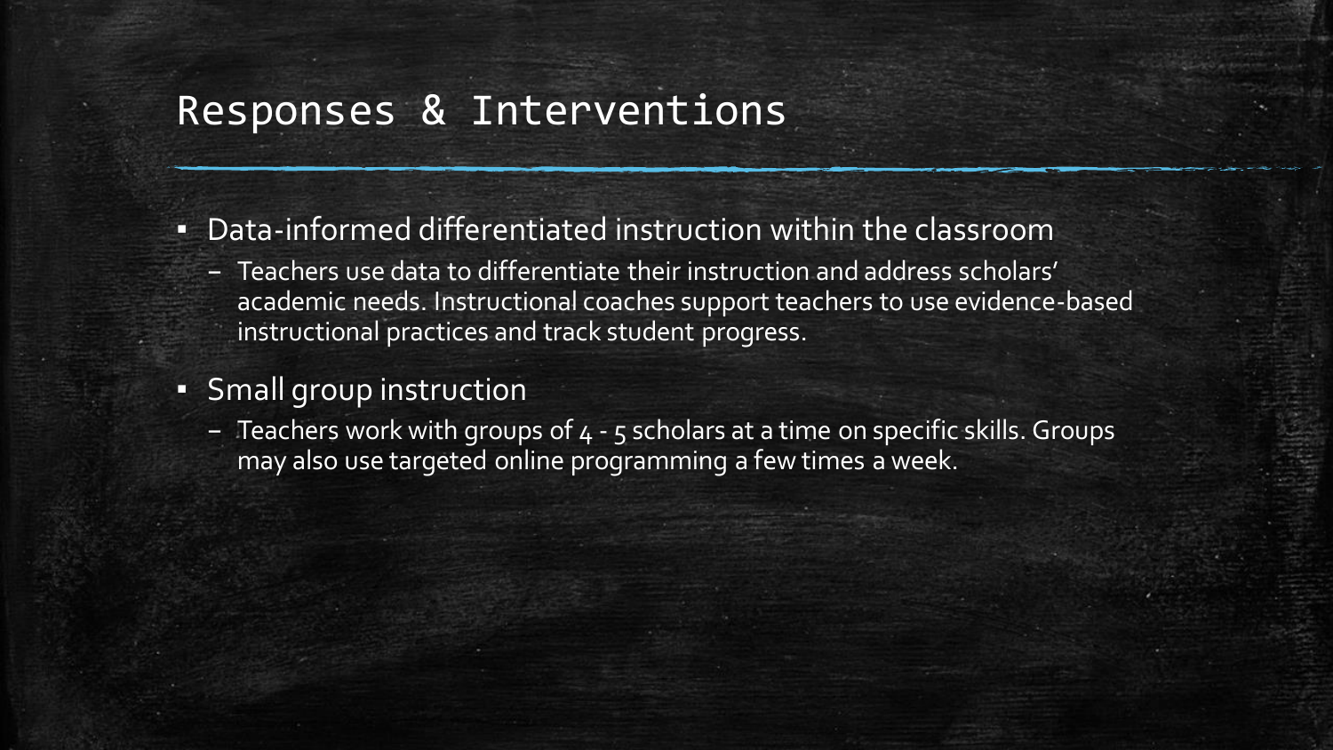# Responses & Interventions

- Data-informed differentiated instruction within the classroom
  - Teachers use data to differentiate their instruction and address scholars' academic needs. Instructional coaches support teachers to use evidence-based instructional practices and track student progress.
- Small group instruction
  - Teachers work with groups of 4 - 5 scholars at a time on specific skills. Groups may also use targeted online programming a few times a week.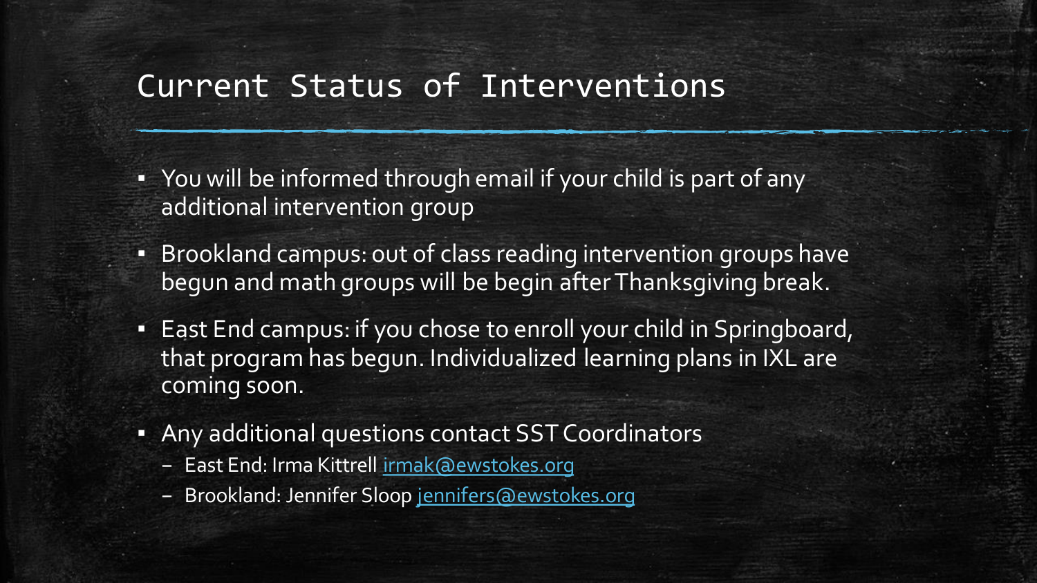# Current Status of Interventions

- You will be informed through email if your child is part of any additional intervention group
- Brookland campus: out of class reading intervention groups have begun and math groups will be begin after Thanksgiving break.
- East End campus: if you chose to enroll your child in Springboard, that program has begun. Individualized learning plans in IXL are coming soon.
- Any additional questions contact SST Coordinators
  - East End: Irma Kittrell irmak@ewstokes.org
  - Brookland: Jennifer Sloop jennifers@ewstokes.org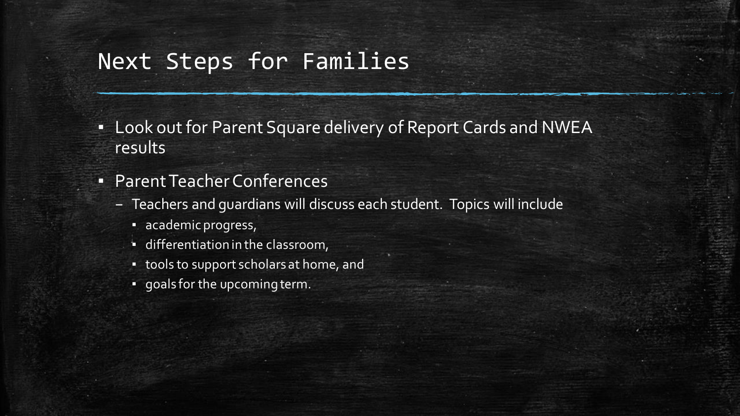# Next Steps for Families

- Look out for Parent Square delivery of Report Cards and NWEA results
- Parent Teacher Conferences
  - Teachers and guardians will discuss each student. Topics will include
    - academic progress,
    - differentiation in the classroom,
    - tools to support scholars at home, and
    - goals for the upcoming term.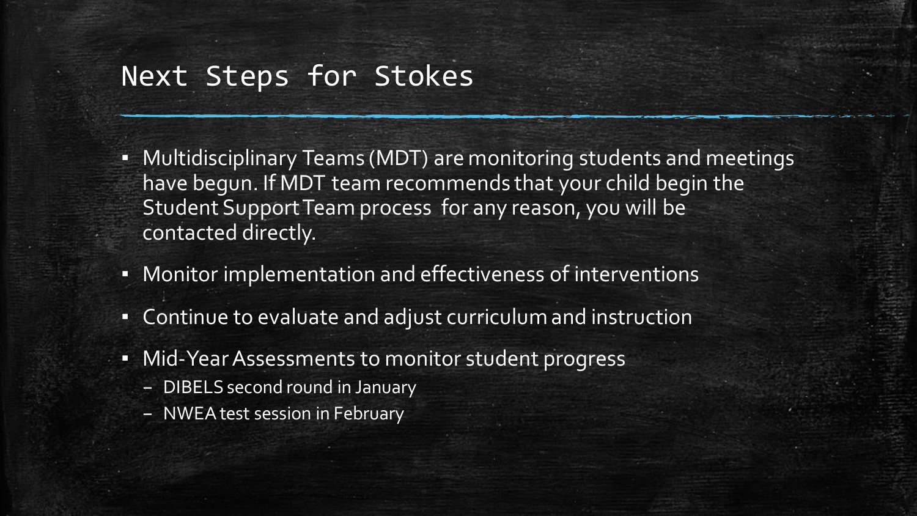# Next Steps for Stokes

- Multidisciplinary Teams (MDT) are monitoring students and meetings have begun. If MDT team recommends that your child begin the Student Support Team process for any reason, you will be contacted directly.
- Monitor implementation and effectiveness of interventions
- Continue to evaluate and adjust curriculum and instruction
- Mid-Year Assessments to monitor student progress
  - DIBELS second round in January
  - NWEA test session in February